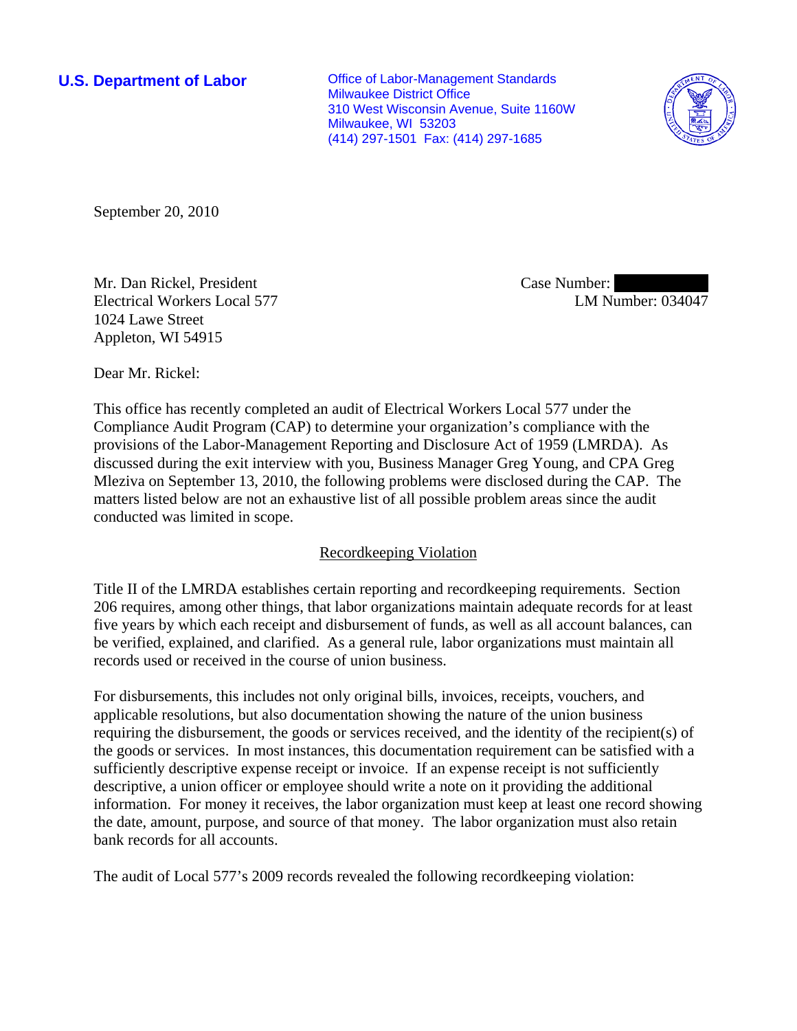**U.S. Department of Labor**

Office of Labor-Management Standards
Milwaukee District Office
310 West Wisconsin Avenue, Suite 1160W
Milwaukee, WI 53203
(414) 297-1501 Fax: (414) 297-1685

September 20, 2010

Mr. Dan Rickel, President
Electrical Workers Local 577
1024 Lawe Street
Appleton, WI 54915

Case Number: 
LM Number: 034047

Dear Mr. Rickel:

This office has recently completed an audit of Electrical Workers Local 577 under the Compliance Audit Program (CAP) to determine your organization's compliance with the provisions of the Labor-Management Reporting and Disclosure Act of 1959 (LMRDA). As discussed during the exit interview with you, Business Manager Greg Young, and CPA Greg Mleziva on September 13, 2010, the following problems were disclosed during the CAP. The matters listed below are not an exhaustive list of all possible problem areas since the audit conducted was limited in scope.

## Recordkeeping Violation

Title II of the LMRDA establishes certain reporting and recordkeeping requirements. Section 206 requires, among other things, that labor organizations maintain adequate records for at least five years by which each receipt and disbursement of funds, as well as all account balances, can be verified, explained, and clarified. As a general rule, labor organizations must maintain all records used or received in the course of union business.

For disbursements, this includes not only original bills, invoices, receipts, vouchers, and applicable resolutions, but also documentation showing the nature of the union business requiring the disbursement, the goods or services received, and the identity of the recipient(s) of the goods or services. In most instances, this documentation requirement can be satisfied with a sufficiently descriptive expense receipt or invoice. If an expense receipt is not sufficiently descriptive, a union officer or employee should write a note on it providing the additional information. For money it receives, the labor organization must keep at least one record showing the date, amount, purpose, and source of that money. The labor organization must also retain bank records for all accounts.

The audit of Local 577's 2009 records revealed the following recordkeeping violation: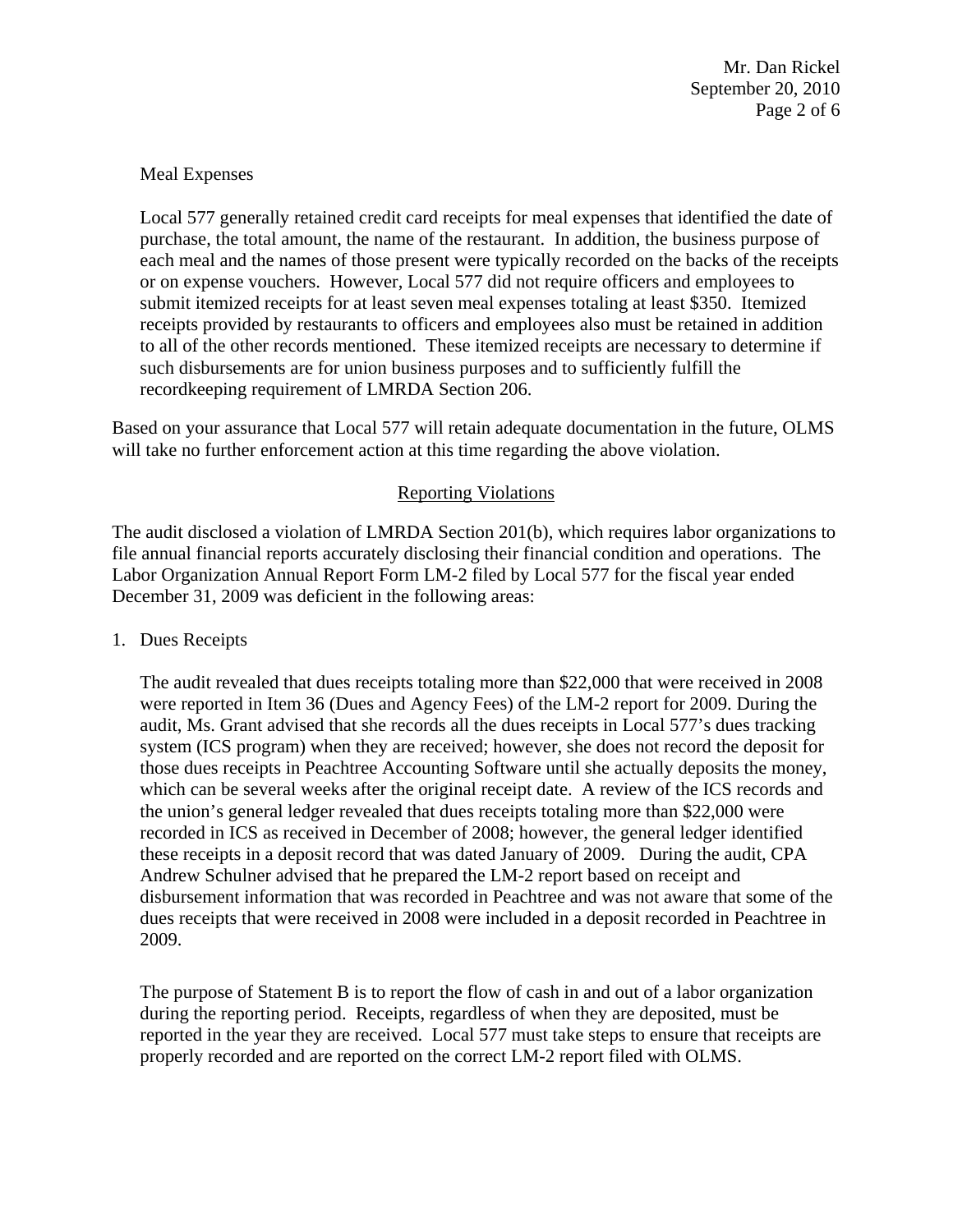Meal Expenses

Local 577 generally retained credit card receipts for meal expenses that identified the date of purchase, the total amount, the name of the restaurant. In addition, the business purpose of each meal and the names of those present were typically recorded on the backs of the receipts or on expense vouchers. However, Local 577 did not require officers and employees to submit itemized receipts for at least seven meal expenses totaling at least $350. Itemized receipts provided by restaurants to officers and employees also must be retained in addition to all of the other records mentioned. These itemized receipts are necessary to determine if such disbursements are for union business purposes and to sufficiently fulfill the recordkeeping requirement of LMRDA Section 206.

Based on your assurance that Local 577 will retain adequate documentation in the future, OLMS will take no further enforcement action at this time regarding the above violation.

## Reporting Violations

The audit disclosed a violation of LMRDA Section 201(b), which requires labor organizations to file annual financial reports accurately disclosing their financial condition and operations. The Labor Organization Annual Report Form LM-2 filed by Local 577 for the fiscal year ended December 31, 2009 was deficient in the following areas:

1. Dues Receipts

   The audit revealed that dues receipts totaling more than $22,000 that were received in 2008 were reported in Item 36 (Dues and Agency Fees) of the LM-2 report for 2009. During the audit, Ms. Grant advised that she records all the dues receipts in Local 577's dues tracking system (ICS program) when they are received; however, she does not record the deposit for those dues receipts in Peachtree Accounting Software until she actually deposits the money, which can be several weeks after the original receipt date. A review of the ICS records and the union's general ledger revealed that dues receipts totaling more than $22,000 were recorded in ICS as received in December of 2008; however, the general ledger identified these receipts in a deposit record that was dated January of 2009. During the audit, CPA Andrew Schulner advised that he prepared the LM-2 report based on receipt and disbursement information that was recorded in Peachtree and was not aware that some of the dues receipts that were received in 2008 were included in a deposit recorded in Peachtree in 2009.

   The purpose of Statement B is to report the flow of cash in and out of a labor organization during the reporting period. Receipts, regardless of when they are deposited, must be reported in the year they are received. Local 577 must take steps to ensure that receipts are properly recorded and are reported on the correct LM-2 report filed with OLMS.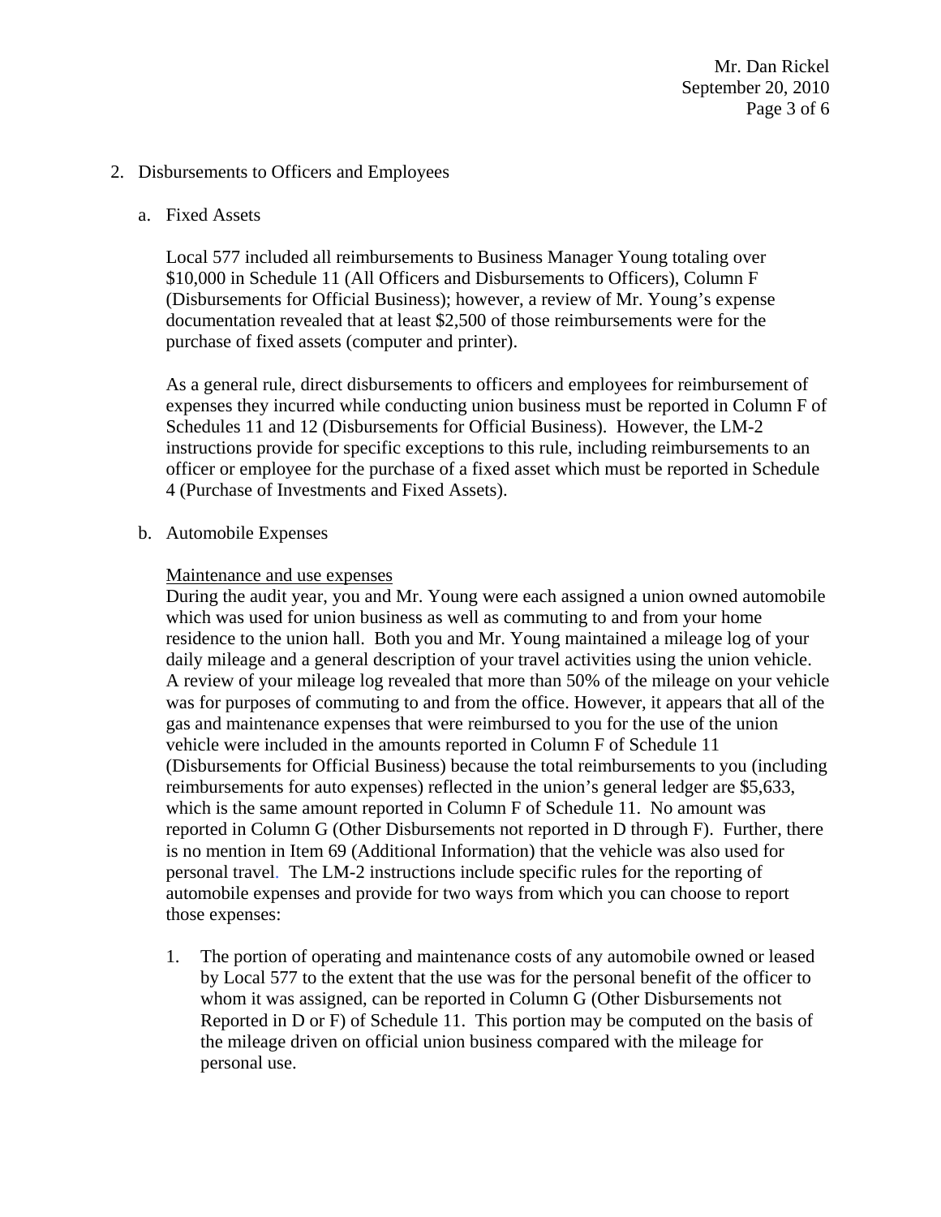2. Disbursements to Officers and Employees

   a. Fixed Assets

      Local 577 included all reimbursements to Business Manager Young totaling over $10,000 in Schedule 11 (All Officers and Disbursements to Officers), Column F (Disbursements for Official Business); however, a review of Mr. Young's expense documentation revealed that at least $2,500 of those reimbursements were for the purchase of fixed assets (computer and printer).

      As a general rule, direct disbursements to officers and employees for reimbursement of expenses they incurred while conducting union business must be reported in Column F of Schedules 11 and 12 (Disbursements for Official Business). However, the LM-2 instructions provide for specific exceptions to this rule, including reimbursements to an officer or employee for the purchase of a fixed asset which must be reported in Schedule 4 (Purchase of Investments and Fixed Assets).

   b. Automobile Expenses

      Maintenance and use expenses
      During the audit year, you and Mr. Young were each assigned a union owned automobile which was used for union business as well as commuting to and from your home residence to the union hall. Both you and Mr. Young maintained a mileage log of your daily mileage and a general description of your travel activities using the union vehicle. A review of your mileage log revealed that more than 50% of the mileage on your vehicle was for purposes of commuting to and from the office. However, it appears that all of the gas and maintenance expenses that were reimbursed to you for the use of the union vehicle were included in the amounts reported in Column F of Schedule 11 (Disbursements for Official Business) because the total reimbursements to you (including reimbursements for auto expenses) reflected in the union's general ledger are $5,633, which is the same amount reported in Column F of Schedule 11. No amount was reported in Column G (Other Disbursements not reported in D through F). Further, there is no mention in Item 69 (Additional Information) that the vehicle was also used for personal travel. The LM-2 instructions include specific rules for the reporting of automobile expenses and provide for two ways from which you can choose to report those expenses:

      1. The portion of operating and maintenance costs of any automobile owned or leased by Local 577 to the extent that the use was for the personal benefit of the officer to whom it was assigned, can be reported in Column G (Other Disbursements not Reported in D or F) of Schedule 11. This portion may be computed on the basis of the mileage driven on official union business compared with the mileage for personal use.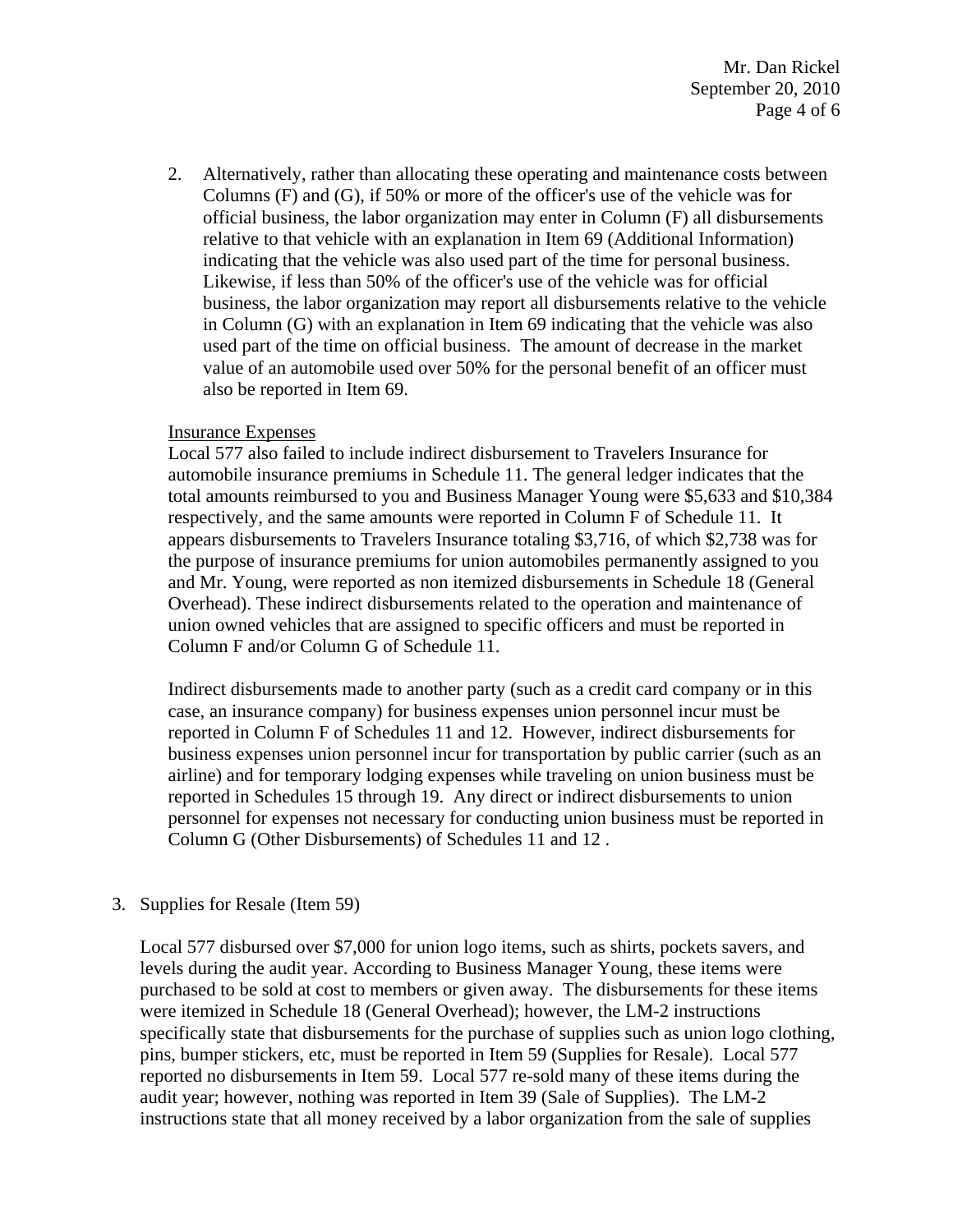2. Alternatively, rather than allocating these operating and maintenance costs between Columns (F) and (G), if 50% or more of the officer's use of the vehicle was for official business, the labor organization may enter in Column (F) all disbursements relative to that vehicle with an explanation in Item 69 (Additional Information) indicating that the vehicle was also used part of the time for personal business. Likewise, if less than 50% of the officer's use of the vehicle was for official business, the labor organization may report all disbursements relative to the vehicle in Column (G) with an explanation in Item 69 indicating that the vehicle was also used part of the time on official business. The amount of decrease in the market value of an automobile used over 50% for the personal benefit of an officer must also be reported in Item 69.

Insurance Expenses

Local 577 also failed to include indirect disbursement to Travelers Insurance for automobile insurance premiums in Schedule 11. The general ledger indicates that the total amounts reimbursed to you and Business Manager Young were $5,633 and $10,384 respectively, and the same amounts were reported in Column F of Schedule 11. It appears disbursements to Travelers Insurance totaling $3,716, of which $2,738 was for the purpose of insurance premiums for union automobiles permanently assigned to you and Mr. Young, were reported as non itemized disbursements in Schedule 18 (General Overhead). These indirect disbursements related to the operation and maintenance of union owned vehicles that are assigned to specific officers and must be reported in Column F and/or Column G of Schedule 11.

Indirect disbursements made to another party (such as a credit card company or in this case, an insurance company) for business expenses union personnel incur must be reported in Column F of Schedules 11 and 12. However, indirect disbursements for business expenses union personnel incur for transportation by public carrier (such as an airline) and for temporary lodging expenses while traveling on union business must be reported in Schedules 15 through 19. Any direct or indirect disbursements to union personnel for expenses not necessary for conducting union business must be reported in Column G (Other Disbursements) of Schedules 11 and 12 .

3. Supplies for Resale (Item 59)

Local 577 disbursed over $7,000 for union logo items, such as shirts, pockets savers, and levels during the audit year. According to Business Manager Young, these items were purchased to be sold at cost to members or given away. The disbursements for these items were itemized in Schedule 18 (General Overhead); however, the LM-2 instructions specifically state that disbursements for the purchase of supplies such as union logo clothing, pins, bumper stickers, etc, must be reported in Item 59 (Supplies for Resale). Local 577 reported no disbursements in Item 59. Local 577 re-sold many of these items during the audit year; however, nothing was reported in Item 39 (Sale of Supplies). The LM-2 instructions state that all money received by a labor organization from the sale of supplies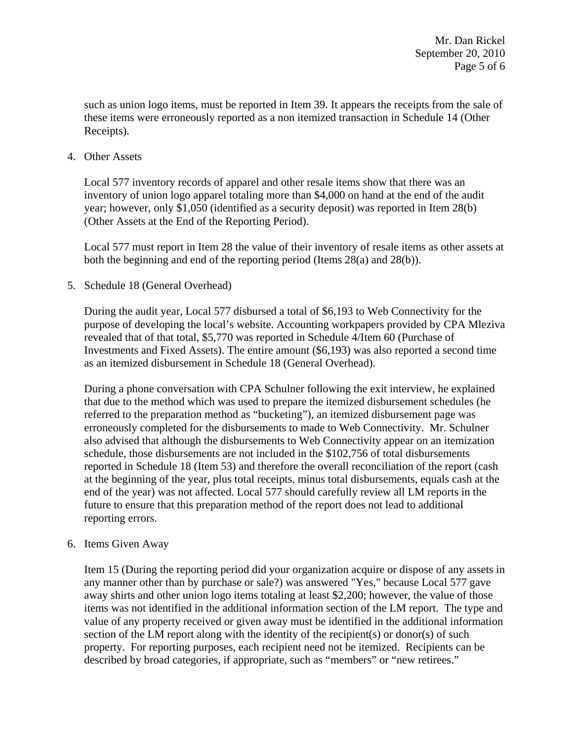such as union logo items, must be reported in Item 39. It appears the receipts from the sale of these items were erroneously reported as a non itemized transaction in Schedule 14 (Other Receipts).

4. Other Assets

   Local 577 inventory records of apparel and other resale items show that there was an inventory of union logo apparel totaling more than $4,000 on hand at the end of the audit year; however, only $1,050 (identified as a security deposit) was reported in Item 28(b) (Other Assets at the End of the Reporting Period).

   Local 577 must report in Item 28 the value of their inventory of resale items as other assets at both the beginning and end of the reporting period (Items 28(a) and 28(b)).

5. Schedule 18 (General Overhead)

   During the audit year, Local 577 disbursed a total of $6,193 to Web Connectivity for the purpose of developing the local's website. Accounting workpapers provided by CPA Mleziva revealed that of that total, $5,770 was reported in Schedule 4/Item 60 (Purchase of Investments and Fixed Assets). The entire amount ($6,193) was also reported a second time as an itemized disbursement in Schedule 18 (General Overhead).

   During a phone conversation with CPA Schulner following the exit interview, he explained that due to the method which was used to prepare the itemized disbursement schedules (he referred to the preparation method as "bucketing"), an itemized disbursement page was erroneously completed for the disbursements to made to Web Connectivity. Mr. Schulner also advised that although the disbursements to Web Connectivity appear on an itemization schedule, those disbursements are not included in the $102,756 of total disbursements reported in Schedule 18 (Item 53) and therefore the overall reconciliation of the report (cash at the beginning of the year, plus total receipts, minus total disbursements, equals cash at the end of the year) was not affected. Local 577 should carefully review all LM reports in the future to ensure that this preparation method of the report does not lead to additional reporting errors.

6. Items Given Away

   Item 15 (During the reporting period did your organization acquire or dispose of any assets in any manner other than by purchase or sale?) was answered "Yes," because Local 577 gave away shirts and other union logo items totaling at least $2,200; however, the value of those items was not identified in the additional information section of the LM report. The type and value of any property received or given away must be identified in the additional information section of the LM report along with the identity of the recipient(s) or donor(s) of such property. For reporting purposes, each recipient need not be itemized. Recipients can be described by broad categories, if appropriate, such as "members" or "new retirees."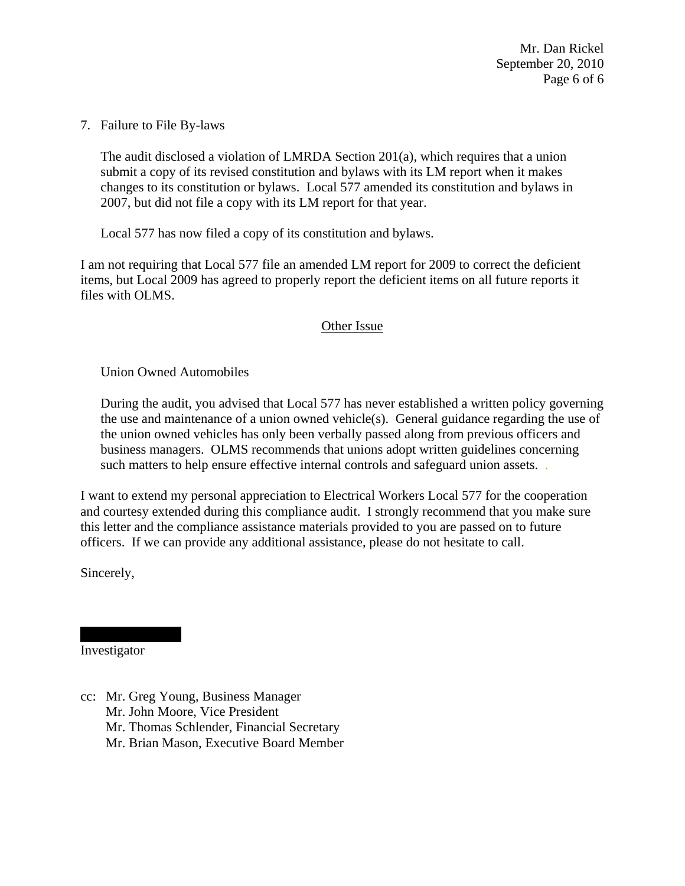7. Failure to File By-laws

   The audit disclosed a violation of LMRDA Section 201(a), which requires that a union submit a copy of its revised constitution and bylaws with its LM report when it makes changes to its constitution or bylaws. Local 577 amended its constitution and bylaws in 2007, but did not file a copy with its LM report for that year.

   Local 577 has now filed a copy of its constitution and bylaws.

I am not requiring that Local 577 file an amended LM report for 2009 to correct the deficient items, but Local 2009 has agreed to properly report the deficient items on all future reports it files with OLMS.

## Other Issue

Union Owned Automobiles

During the audit, you advised that Local 577 has never established a written policy governing the use and maintenance of a union owned vehicle(s). General guidance regarding the use of the union owned vehicles has only been verbally passed along from previous officers and business managers. OLMS recommends that unions adopt written guidelines concerning such matters to help ensure effective internal controls and safeguard union assets. .

I want to extend my personal appreciation to Electrical Workers Local 577 for the cooperation and courtesy extended during this compliance audit. I strongly recommend that you make sure this letter and the compliance assistance materials provided to you are passed on to future officers. If we can provide any additional assistance, please do not hesitate to call.

Sincerely,

Investigator

cc: Mr. Greg Young, Business Manager
Mr. John Moore, Vice President
Mr. Thomas Schlender, Financial Secretary
Mr. Brian Mason, Executive Board Member